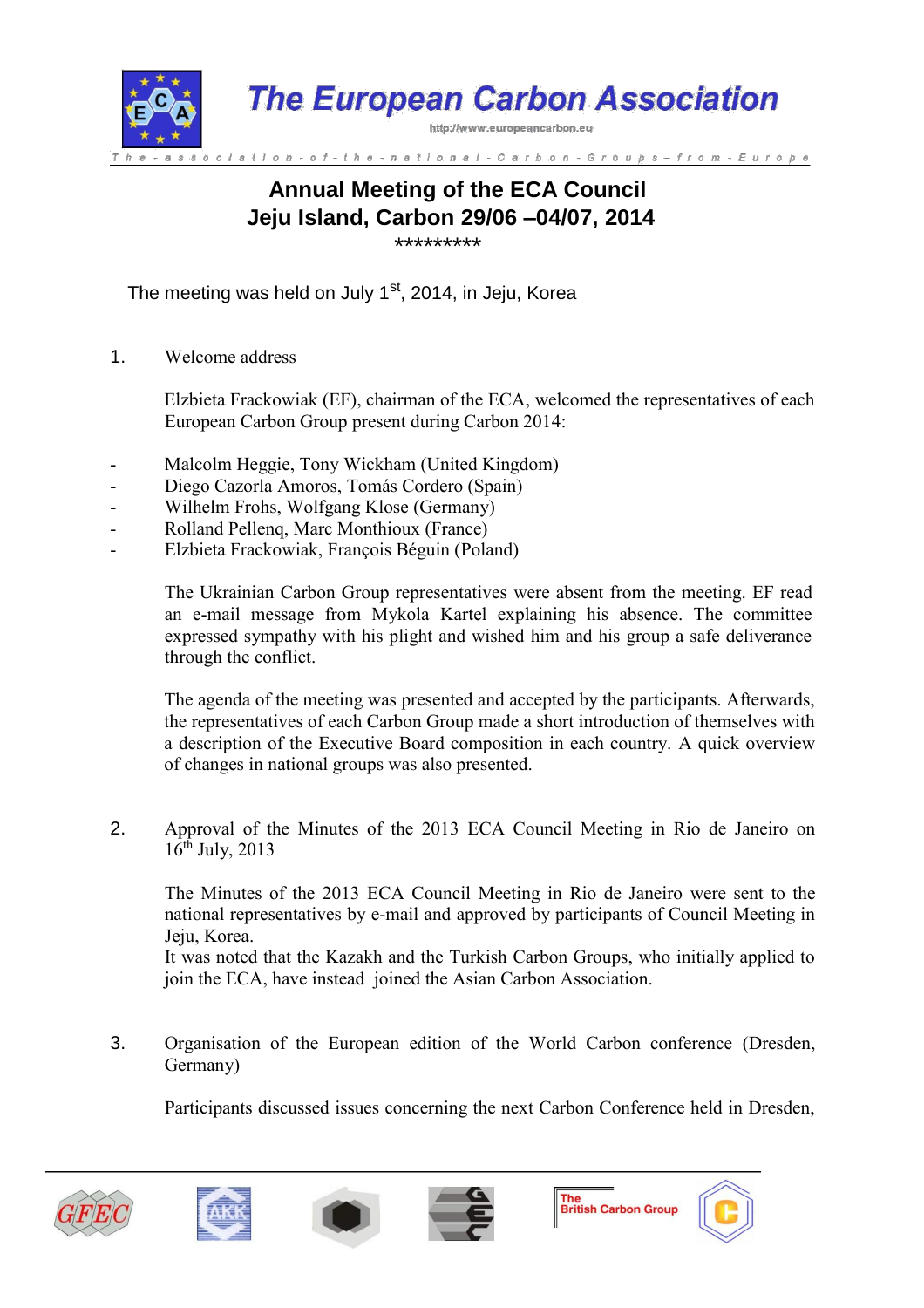# The European Carbon Association

http://www.europeancarbon.eu

The - association - of - the - national - Carbon - Groups – from - Europe

## Annual Meeting of the ECA Council
## Jeju Island, Carbon 29/06 –04/07, 2014

\*\*\*\*\*\*\*\*\*

The meeting was held on July 1st, 2014, in Jeju, Korea

1. Welcome address

Elzbieta Frackowiak (EF), chairman of the ECA, welcomed the representatives of each European Carbon Group present during Carbon 2014:

- Malcolm Heggie, Tony Wickham (United Kingdom)
- Diego Cazorla Amoros, Tomás Cordero (Spain)
- Wilhelm Frohs, Wolfgang Klose (Germany)
- Rolland Pellenq, Marc Monthioux (France)
- Elzbieta Frackowiak, François Béguin (Poland)

The Ukrainian Carbon Group representatives were absent from the meeting. EF read an e-mail message from Mykola Kartel explaining his absence. The committee expressed sympathy with his plight and wished him and his group a safe deliverance through the conflict.

The agenda of the meeting was presented and accepted by the participants. Afterwards, the representatives of each Carbon Group made a short introduction of themselves with a description of the Executive Board composition in each country. A quick overview of changes in national groups was also presented.

2. Approval of the Minutes of the 2013 ECA Council Meeting in Rio de Janeiro on 16th July, 2013

The Minutes of the 2013 ECA Council Meeting in Rio de Janeiro were sent to the national representatives by e-mail and approved by participants of Council Meeting in Jeju, Korea.
It was noted that the Kazakh and the Turkish Carbon Groups, who initially applied to join the ECA, have instead joined the Asian Carbon Association.

3. Organisation of the European edition of the World Carbon conference (Dresden, Germany)

Participants discussed issues concerning the next Carbon Conference held in Dresden,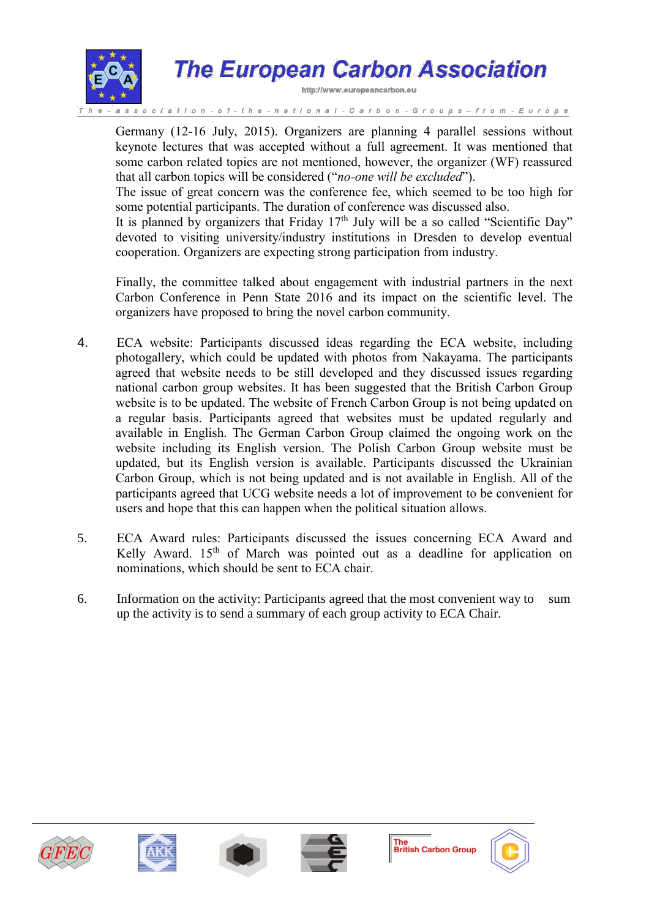Germany (12-16 July, 2015). Organizers are planning 4 parallel sessions without keynote lectures that was accepted without a full agreement. It was mentioned that some carbon related topics are not mentioned, however, the organizer (WF) reassured that all carbon topics will be considered ("*no-one will be excluded*").
The issue of great concern was the conference fee, which seemed to be too high for some potential participants. The duration of conference was discussed also.
It is planned by organizers that Friday 17th July will be a so called "Scientific Day" devoted to visiting university/industry institutions in Dresden to develop eventual cooperation. Organizers are expecting strong participation from industry.

Finally, the committee talked about engagement with industrial partners in the next Carbon Conference in Penn State 2016 and its impact on the scientific level. The organizers have proposed to bring the novel carbon community.

4. ECA website: Participants discussed ideas regarding the ECA website, including photogallery, which could be updated with photos from Nakayama. The participants agreed that website needs to be still developed and they discussed issues regarding national carbon group websites. It has been suggested that the British Carbon Group website is to be updated. The website of French Carbon Group is not being updated on a regular basis. Participants agreed that websites must be updated regularly and available in English. The German Carbon Group claimed the ongoing work on the website including its English version. The Polish Carbon Group website must be updated, but its English version is available. Participants discussed the Ukrainian Carbon Group, which is not being updated and is not available in English. All of the participants agreed that UCG website needs a lot of improvement to be convenient for users and hope that this can happen when the political situation allows.

5. ECA Award rules: Participants discussed the issues concerning ECA Award and Kelly Award. 15th of March was pointed out as a deadline for application on nominations, which should be sent to ECA chair.

6. Information on the activity: Participants agreed that the most convenient way to sum up the activity is to send a summary of each group activity to ECA Chair.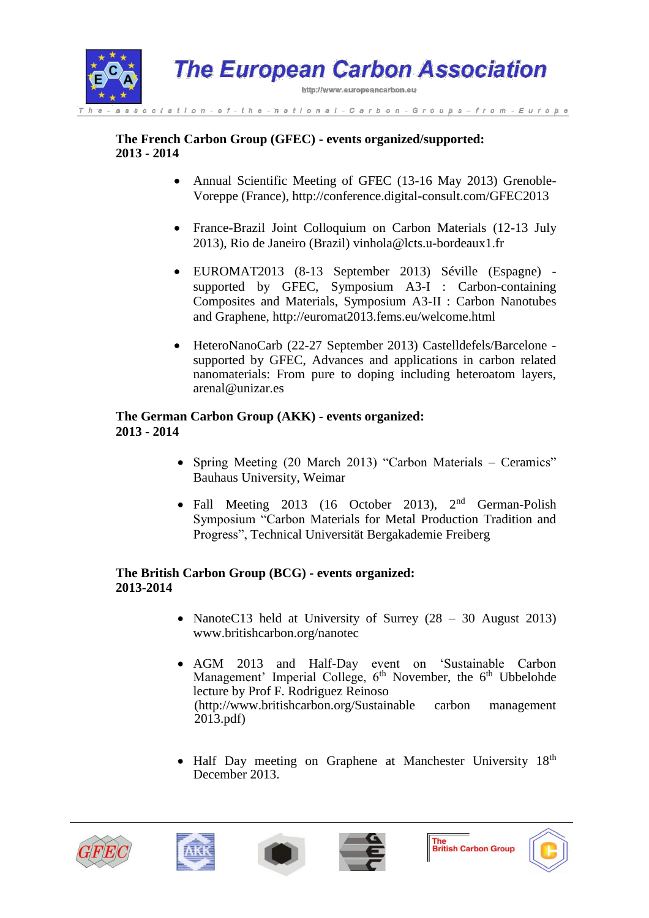**The French Carbon Group (GFEC) - events organized/supported: 2013 - 2014**

- Annual Scientific Meeting of GFEC (13-16 May 2013) Grenoble-Voreppe (France), http://conference.digital-consult.com/GFEC2013
- France-Brazil Joint Colloquium on Carbon Materials (12-13 July 2013), Rio de Janeiro (Brazil) vinhola@lcts.u-bordeaux1.fr
- EUROMAT2013 (8-13 September 2013) Séville (Espagne) - supported by GFEC, Symposium A3-I : Carbon-containing Composites and Materials, Symposium A3-II : Carbon Nanotubes and Graphene, http://euromat2013.fems.eu/welcome.html
- HeteroNanoCarb (22-27 September 2013) Castelldefels/Barcelone - supported by GFEC, Advances and applications in carbon related nanomaterials: From pure to doping including heteroatom layers, arenal@unizar.es

**The German Carbon Group (AKK) - events organized: 2013 - 2014**

- Spring Meeting (20 March 2013) “Carbon Materials – Ceramics” Bauhaus University, Weimar
- Fall Meeting 2013 (16 October 2013), 2nd German-Polish Symposium “Carbon Materials for Metal Production Tradition and Progress”, Technical Universität Bergakademie Freiberg

**The British Carbon Group (BCG) - events organized: 2013-2014**

- NanoteC13 held at University of Surrey (28 – 30 August 2013) www.britishcarbon.org/nanotec
- AGM 2013 and Half-Day event on ‘Sustainable Carbon Management’ Imperial College, 6th November, the 6th Ubbelohde lecture by Prof F. Rodriguez Reinoso (http://www.britishcarbon.org/Sustainable carbon management 2013.pdf)
- Half Day meeting on Graphene at Manchester University 18th December 2013.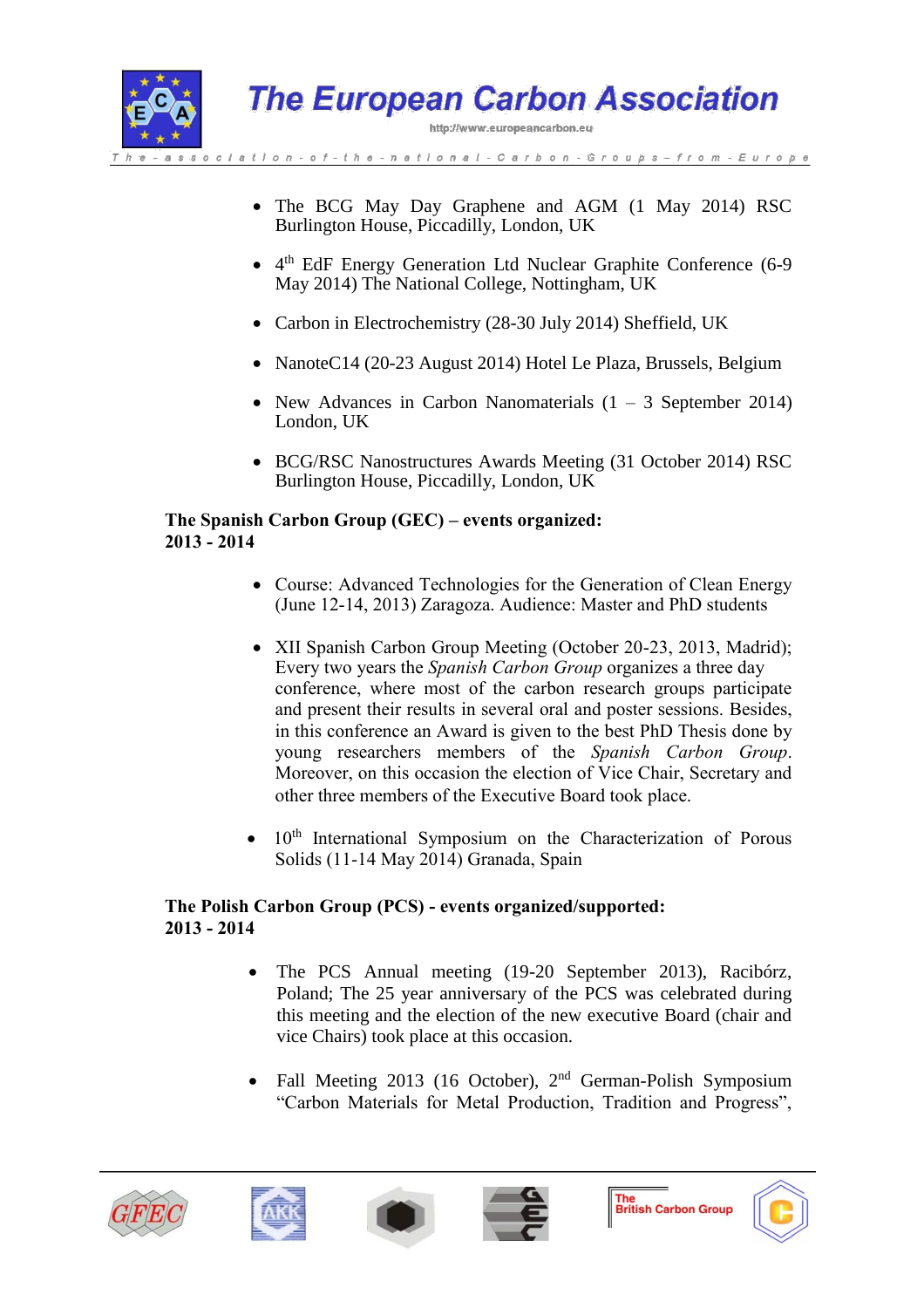- The BCG May Day Graphene and AGM (1 May 2014) RSC Burlington House, Piccadilly, London, UK

- 4th EdF Energy Generation Ltd Nuclear Graphite Conference (6-9 May 2014) The National College, Nottingham, UK

- Carbon in Electrochemistry (28-30 July 2014) Sheffield, UK

- NanoteC14 (20-23 August 2014) Hotel Le Plaza, Brussels, Belgium

- New Advances in Carbon Nanomaterials (1 – 3 September 2014) London, UK

- BCG/RSC Nanostructures Awards Meeting (31 October 2014) RSC Burlington House, Piccadilly, London, UK

**The Spanish Carbon Group (GEC) – events organized: 2013 - 2014**

- Course: Advanced Technologies for the Generation of Clean Energy (June 12-14, 2013) Zaragoza. Audience: Master and PhD students

- XII Spanish Carbon Group Meeting (October 20-23, 2013, Madrid); Every two years the *Spanish Carbon Group* organizes a three day conference, where most of the carbon research groups participate and present their results in several oral and poster sessions. Besides, in this conference an Award is given to the best PhD Thesis done by young researchers members of the *Spanish Carbon Group*. Moreover, on this occasion the election of Vice Chair, Secretary and other three members of the Executive Board took place.

- 10th International Symposium on the Characterization of Porous Solids (11-14 May 2014) Granada, Spain

**The Polish Carbon Group (PCS) - events organized/supported: 2013 - 2014**

- The PCS Annual meeting (19-20 September 2013), Racibórz, Poland; The 25 year anniversary of the PCS was celebrated during this meeting and the election of the new executive Board (chair and vice Chairs) took place at this occasion.

- Fall Meeting 2013 (16 October), 2nd German-Polish Symposium "Carbon Materials for Metal Production, Tradition and Progress",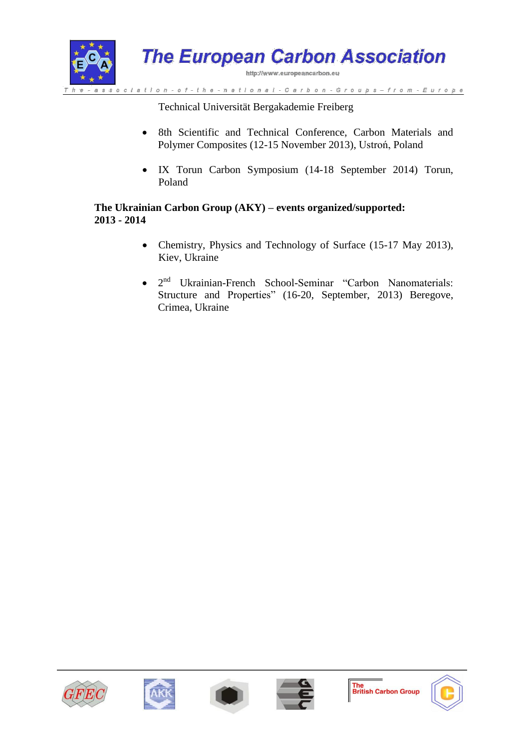Technical Universität Bergakademie Freiberg

- 8th Scientific and Technical Conference, Carbon Materials and Polymer Composites (12-15 November 2013), Ustroń, Poland
- IX Torun Carbon Symposium (14-18 September 2014) Torun, Poland

**The Ukrainian Carbon Group (AKY) – events organized/supported: 2013 - 2014**

- Chemistry, Physics and Technology of Surface (15-17 May 2013), Kiev, Ukraine
- 2nd Ukrainian-French School-Seminar "Carbon Nanomaterials: Structure and Properties" (16-20, September, 2013) Beregove, Crimea, Ukraine